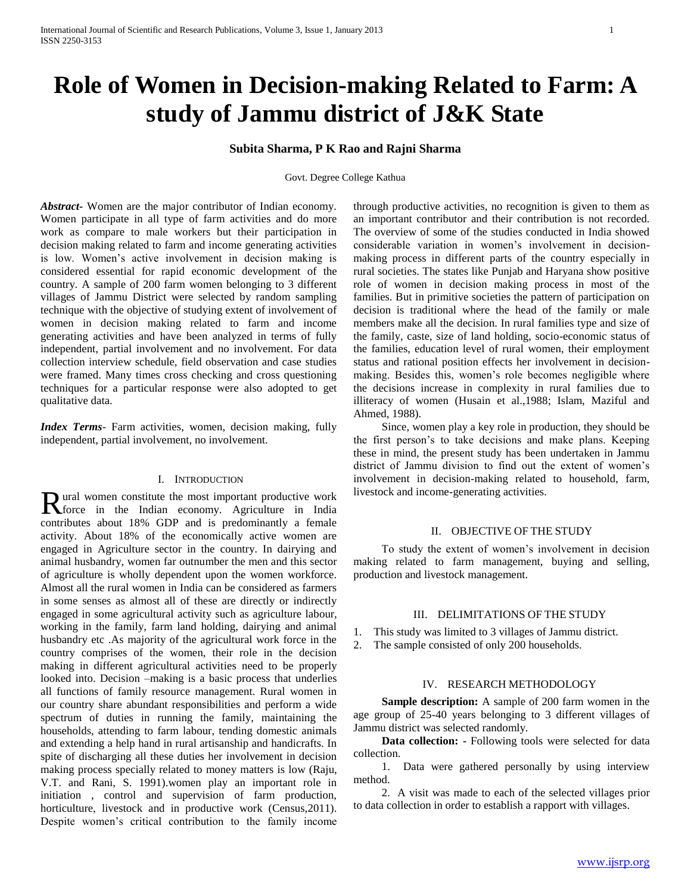# Role of Women in Decision-making Related to Farm: A study of Jammu district of J&K State

**Subita Sharma, P K Rao and Rajni Sharma**

Govt. Degree College Kathua

***Abstract-*** Women are the major contributor of Indian economy. Women participate in all type of farm activities and do more work as compare to male workers but their participation in decision making related to farm and income generating activities is low. Women's active involvement in decision making is considered essential for rapid economic development of the country. A sample of 200 farm women belonging to 3 different villages of Jammu District were selected by random sampling technique with the objective of studying extent of involvement of women in decision making related to farm and income generating activities and have been analyzed in terms of fully independent, partial involvement and no involvement. For data collection interview schedule, field observation and case studies were framed. Many times cross checking and cross questioning techniques for a particular response were also adopted to get qualitative data.

***Index Terms-*** Farm activities, women, decision making, fully independent, partial involvement, no involvement.

## I. Introduction

Rural women constitute the most important productive work force in the Indian economy. Agriculture in India contributes about 18% GDP and is predominantly a female activity. About 18% of the economically active women are engaged in Agriculture sector in the country. In dairying and animal husbandry, women far outnumber the men and this sector of agriculture is wholly dependent upon the women workforce. Almost all the rural women in India can be considered as farmers in some senses as almost all of these are directly or indirectly engaged in some agricultural activity such as agriculture labour, working in the family, farm land holding, dairying and animal husbandry etc .As majority of the agricultural work force in the country comprises of the women, their role in the decision making in different agricultural activities need to be properly looked into. Decision –making is a basic process that underlies all functions of family resource management. Rural women in our country share abundant responsibilities and perform a wide spectrum of duties in running the family, maintaining the households, attending to farm labour, tending domestic animals and extending a help hand in rural artisanship and handicrafts. In spite of discharging all these duties her involvement in decision making process specially related to money matters is low (Raju, V.T. and Rani, S. 1991).women play an important role in initiation , control and supervision of farm production, horticulture, livestock and in productive work (Census,2011). Despite women's critical contribution to the family income through productive activities, no recognition is given to them as an important contributor and their contribution is not recorded. The overview of some of the studies conducted in India showed considerable variation in women's involvement in decision-making process in different parts of the country especially in rural societies. The states like Punjab and Haryana show positive role of women in decision making process in most of the families. But in primitive societies the pattern of participation on decision is traditional where the head of the family or male members make all the decision. In rural families type and size of the family, caste, size of land holding, socio-economic status of the families, education level of rural women, their employment status and rational position effects her involvement in decision-making. Besides this, women's role becomes negligible where the decisions increase in complexity in rural families due to illiteracy of women (Husain et al.,1988; Islam, Maziful and Ahmed, 1988).

Since, women play a key role in production, they should be the first person's to take decisions and make plans. Keeping these in mind, the present study has been undertaken in Jammu district of Jammu division to find out the extent of women's involvement in decision-making related to household, farm, livestock and income-generating activities.

## II. Objective of the Study

To study the extent of women's involvement in decision making related to farm management, buying and selling, production and livestock management.

## III. Delimitations of the Study

1. This study was limited to 3 villages of Jammu district.
2. The sample consisted of only 200 households.

## IV. Research Methodology

**Sample description:** A sample of 200 farm women in the age group of 25-40 years belonging to 3 different villages of Jammu district was selected randomly.

**Data collection: -** Following tools were selected for data collection.

1. Data were gathered personally by using interview method.
2. A visit was made to each of the selected villages prior to data collection in order to establish a rapport with villages.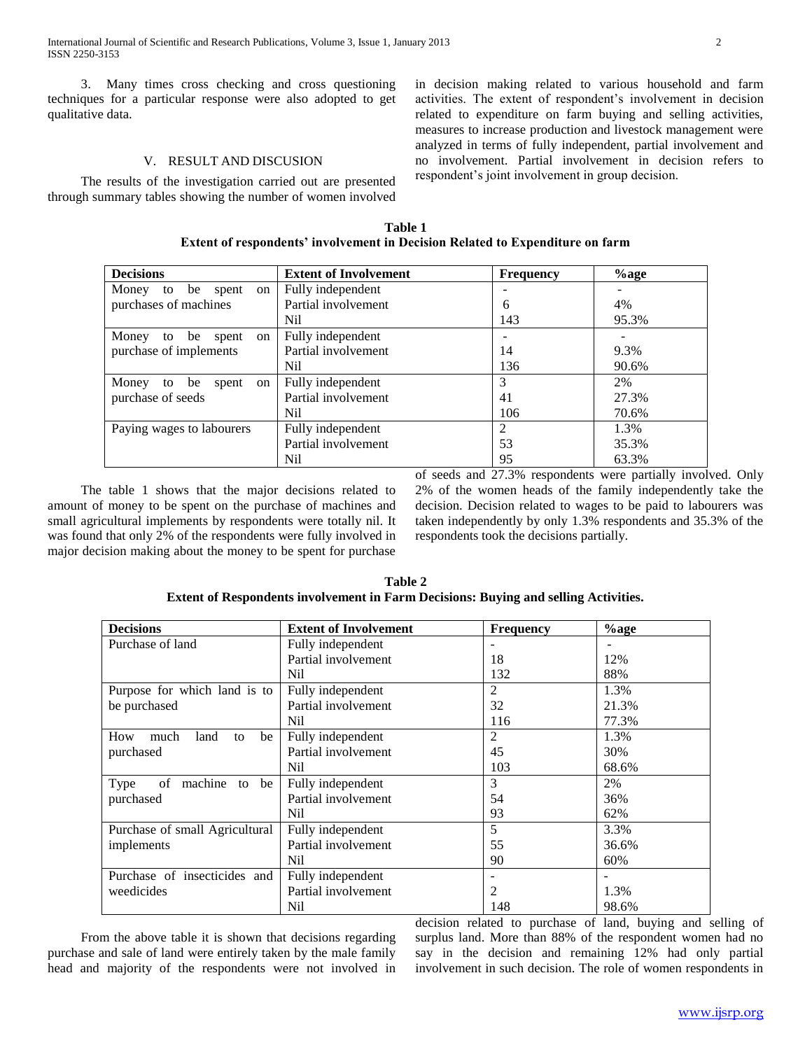3. Many times cross checking and cross questioning techniques for a particular response were also adopted to get qualitative data.

## V. RESULT AND DISCUSION

The results of the investigation carried out are presented through summary tables showing the number of women involved in decision making related to various household and farm activities. The extent of respondent's involvement in decision related to expenditure on farm buying and selling activities, measures to increase production and livestock management were analyzed in terms of fully independent, partial involvement and no involvement. Partial involvement in decision refers to respondent's joint involvement in group decision.

**Table 1**
**Extent of respondents' involvement in Decision Related to Expenditure on farm**

| Decisions | Extent of Involvement | Frequency | %age |
|---|---|---|---|
| Money to be spent on purchases of machines | Fully independent | - | - |
| | Partial involvement | 6 | 4% |
| | Nil | 143 | 95.3% |
| Money to be spent on purchase of implements | Fully independent | - | - |
| | Partial involvement | 14 | 9.3% |
| | Nil | 136 | 90.6% |
| Money to be spent on purchase of seeds | Fully independent | 3 | 2% |
| | Partial involvement | 41 | 27.3% |
| | Nil | 106 | 70.6% |
| Paying wages to labourers | Fully independent | 2 | 1.3% |
| | Partial involvement | 53 | 35.3% |
| | Nil | 95 | 63.3% |

The table 1 shows that the major decisions related to amount of money to be spent on the purchase of machines and small agricultural implements by respondents were totally nil. It was found that only 2% of the respondents were fully involved in major decision making about the money to be spent for purchase of seeds and 27.3% respondents were partially involved. Only 2% of the women heads of the family independently take the decision. Decision related to wages to be paid to labourers was taken independently by only 1.3% respondents and 35.3% of the respondents took the decisions partially.

**Table 2**
**Extent of Respondents involvement in Farm Decisions: Buying and selling Activities.**

| Decisions | Extent of Involvement | Frequency | %age |
|---|---|---|---|
| Purchase of land | Fully independent | - | - |
| | Partial involvement | 18 | 12% |
| | Nil | 132 | 88% |
| Purpose for which land is to be purchased | Fully independent | 2 | 1.3% |
| | Partial involvement | 32 | 21.3% |
| | Nil | 116 | 77.3% |
| How much land to be purchased | Fully independent | 2 | 1.3% |
| | Partial involvement | 45 | 30% |
| | Nil | 103 | 68.6% |
| Type of machine to be purchased | Fully independent | 3 | 2% |
| | Partial involvement | 54 | 36% |
| | Nil | 93 | 62% |
| Purchase of small Agricultural implements | Fully independent | 5 | 3.3% |
| | Partial involvement | 55 | 36.6% |
| | Nil | 90 | 60% |
| Purchase of insecticides and weedicides | Fully independent | - | - |
| | Partial involvement | 2 | 1.3% |
| | Nil | 148 | 98.6% |

From the above table it is shown that decisions regarding purchase and sale of land were entirely taken by the male family head and majority of the respondents were not involved in decision related to purchase of land, buying and selling of surplus land. More than 88% of the respondent women had no say in the decision and remaining 12% had only partial involvement in such decision. The role of women respondents in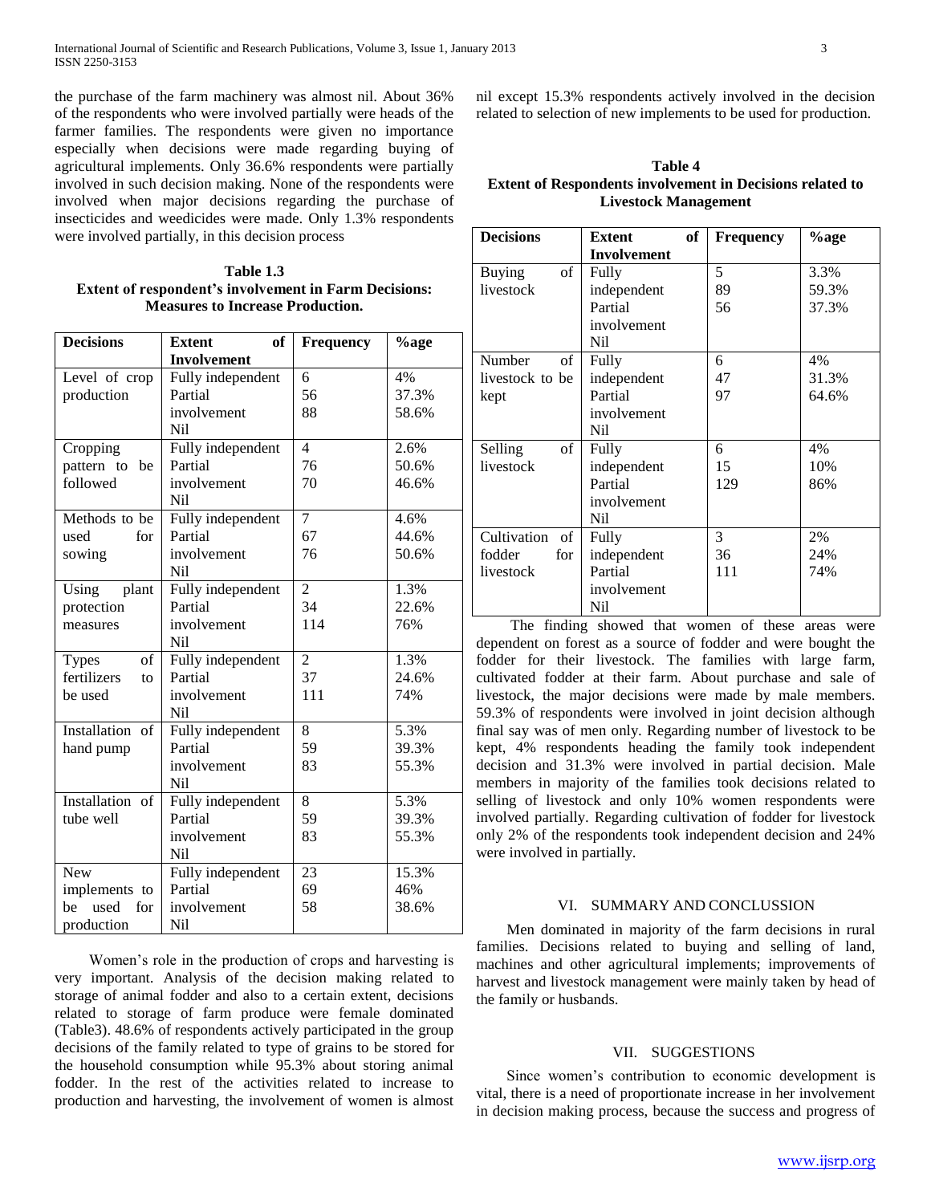the purchase of the farm machinery was almost nil. About 36% of the respondents who were involved partially were heads of the farmer families. The respondents were given no importance especially when decisions were made regarding buying of agricultural implements. Only 36.6% respondents were partially involved in such decision making. None of the respondents were involved when major decisions regarding the purchase of insecticides and weedicides were made. Only 1.3% respondents were involved partially, in this decision process

**Table 1.3**
**Extent of respondent's involvement in Farm Decisions: Measures to Increase Production.**

| Decisions | Extent of Involvement | Frequency | %age |
|---|---|---|---|
| Level of crop production | Fully independent<br>Partial involvement<br>Nil | 6<br>56<br>88 | 4%<br>37.3%<br>58.6% |
| Cropping pattern to be followed | Fully independent<br>Partial involvement<br>Nil | 4<br>76<br>70 | 2.6%<br>50.6%<br>46.6% |
| Methods to be used for sowing | Fully independent<br>Partial involvement<br>Nil | 7<br>67<br>76 | 4.6%<br>44.6%<br>50.6% |
| Using plant protection measures | Fully independent<br>Partial involvement<br>Nil | 2<br>34<br>114 | 1.3%<br>22.6%<br>76% |
| Types of fertilizers to be used | Fully independent<br>Partial involvement<br>Nil | 2<br>37<br>111 | 1.3%<br>24.6%<br>74% |
| Installation of hand pump | Fully independent<br>Partial involvement<br>Nil | 8<br>59<br>83 | 5.3%<br>39.3%<br>55.3% |
| Installation of tube well | Fully independent<br>Partial involvement<br>Nil | 8<br>59<br>83 | 5.3%<br>39.3%<br>55.3% |
| New implements to be used for production | Fully independent<br>Partial involvement<br>Nil | 23<br>69<br>58 | 15.3%<br>46%<br>38.6% |

Women's role in the production of crops and harvesting is very important. Analysis of the decision making related to storage of animal fodder and also to a certain extent, decisions related to storage of farm produce were female dominated (Table3). 48.6% of respondents actively participated in the group decisions of the family related to type of grains to be stored for the household consumption while 95.3% about storing animal fodder. In the rest of the activities related to increase to production and harvesting, the involvement of women is almost nil except 15.3% respondents actively involved in the decision related to selection of new implements to be used for production.

**Table 4**
**Extent of Respondents involvement in Decisions related to Livestock Management**

| Decisions | Extent of Involvement | Frequency | %age |
|---|---|---|---|
| Buying of livestock | Fully independent<br>Partial involvement<br>Nil | 5<br>89<br>56 | 3.3%<br>59.3%<br>37.3% |
| Number of livestock to be kept | Fully independent<br>Partial involvement<br>Nil | 6<br>47<br>97 | 4%<br>31.3%<br>64.6% |
| Selling of livestock | Fully independent<br>Partial involvement<br>Nil | 6<br>15<br>129 | 4%<br>10%<br>86% |
| Cultivation of fodder for livestock | Fully independent<br>Partial involvement<br>Nil | 3<br>36<br>111 | 2%<br>24%<br>74% |

The finding showed that women of these areas were dependent on forest as a source of fodder and were bought the fodder for their livestock. The families with large farm, cultivated fodder at their farm. About purchase and sale of livestock, the major decisions were made by male members. 59.3% of respondents were involved in joint decision although final say was of men only. Regarding number of livestock to be kept, 4% respondents heading the family took independent decision and 31.3% were involved in partial decision. Male members in majority of the families took decisions related to selling of livestock and only 10% women respondents were involved partially. Regarding cultivation of fodder for livestock only 2% of the respondents took independent decision and 24% were involved in partially.

## VI. SUMMARY AND CONCLUSSION

Men dominated in majority of the farm decisions in rural families. Decisions related to buying and selling of land, machines and other agricultural implements; improvements of harvest and livestock management were mainly taken by head of the family or husbands.

## VII. SUGGESTIONS

Since women's contribution to economic development is vital, there is a need of proportionate increase in her involvement in decision making process, because the success and progress of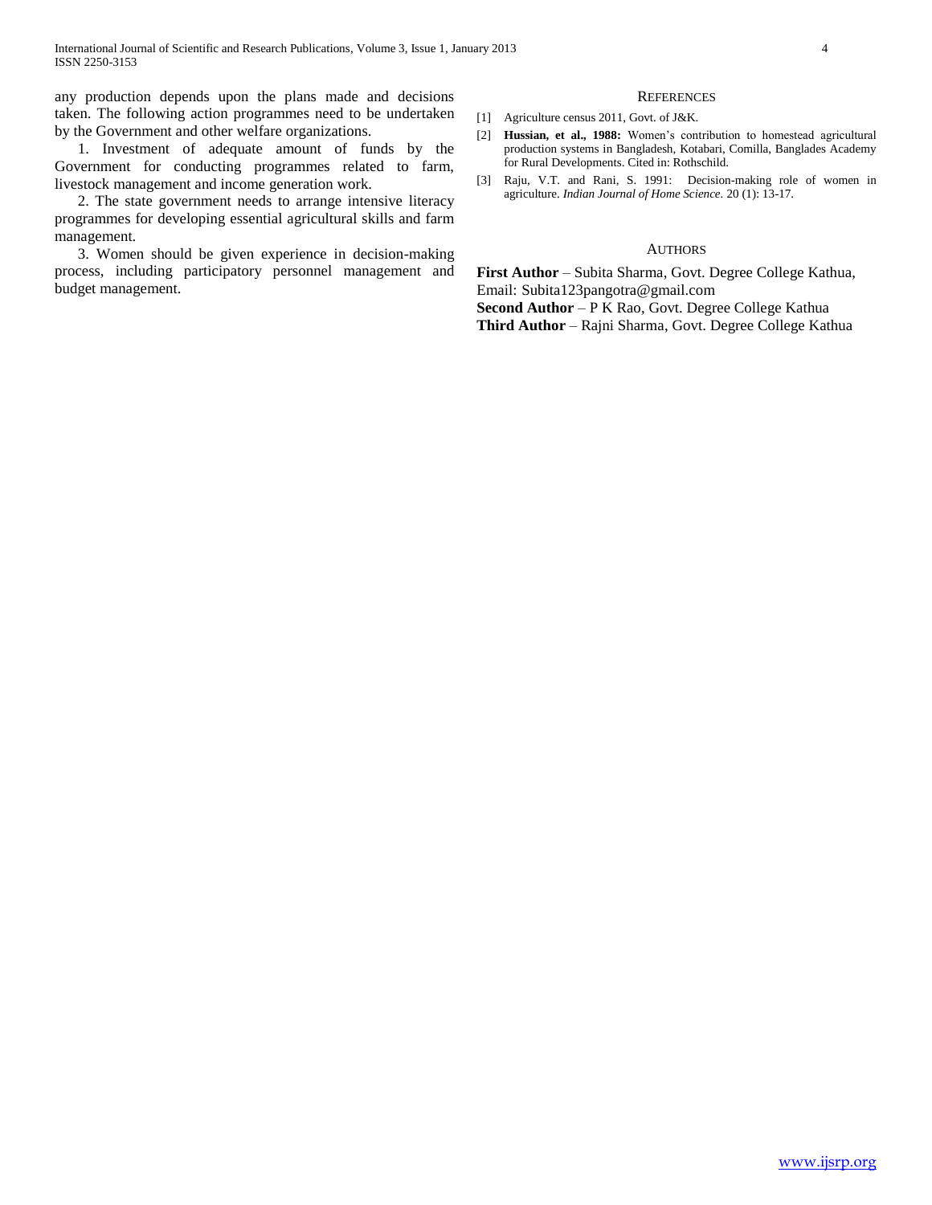any production depends upon the plans made and decisions taken. The following action programmes need to be undertaken by the Government and other welfare organizations.

1. Investment of adequate amount of funds by the Government for conducting programmes related to farm, livestock management and income generation work.

2. The state government needs to arrange intensive literacy programmes for developing essential agricultural skills and farm management.

3. Women should be given experience in decision-making process, including participatory personnel management and budget management.

## References

[1] Agriculture census 2011, Govt. of J&K.

[2] **Hussian, et al., 1988:** Women's contribution to homestead agricultural production systems in Bangladesh, Kotabari, Comilla, Banglades Academy for Rural Developments. Cited in: Rothschild.

[3] Raju, V.T. and Rani, S. 1991: Decision-making role of women in agriculture. *Indian Journal of Home Science.* 20 (1): 13-17.

## Authors

**First Author** – Subita Sharma, Govt. Degree College Kathua, Email: Subita123pangotra@gmail.com

**Second Author** – P K Rao, Govt. Degree College Kathua

**Third Author** – Rajni Sharma, Govt. Degree College Kathua